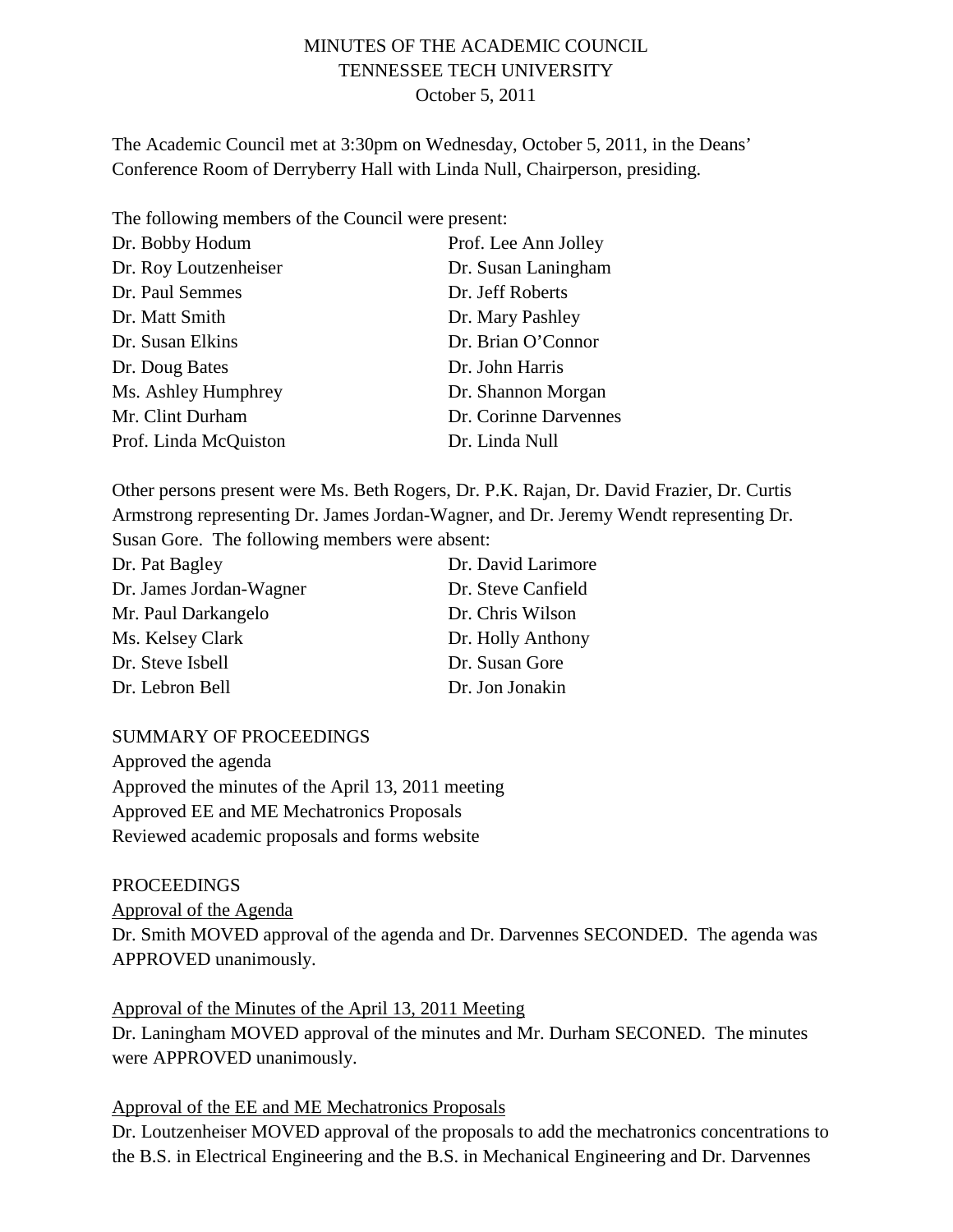MINUTES OF THE ACADEMIC COUNCIL
TENNESSEE TECH UNIVERSITY
October 5, 2011

The Academic Council met at 3:30pm on Wednesday, October 5, 2011, in the Deans' Conference Room of Derryberry Hall with Linda Null, Chairperson, presiding.

The following members of the Council were present:

Dr. Bobby Hodum
Dr. Roy Loutzenheiser
Dr. Paul Semmes
Dr. Matt Smith
Dr. Susan Elkins
Dr. Doug Bates
Ms. Ashley Humphrey
Mr. Clint Durham
Prof. Linda McQuiston
Prof. Lee Ann Jolley
Dr. Susan Laningham
Dr. Jeff Roberts
Dr. Mary Pashley
Dr. Brian O'Connor
Dr. John Harris
Dr. Shannon Morgan
Dr. Corinne Darvennes
Dr. Linda Null

Other persons present were Ms. Beth Rogers, Dr. P.K. Rajan, Dr. David Frazier, Dr. Curtis Armstrong representing Dr. James Jordan-Wagner, and Dr. Jeremy Wendt representing Dr. Susan Gore. The following members were absent:

Dr. Pat Bagley
Dr. James Jordan-Wagner
Mr. Paul Darkangelo
Ms. Kelsey Clark
Dr. Steve Isbell
Dr. Lebron Bell
Dr. David Larimore
Dr. Steve Canfield
Dr. Chris Wilson
Dr. Holly Anthony
Dr. Susan Gore
Dr. Jon Jonakin

SUMMARY OF PROCEEDINGS

Approved the agenda
Approved the minutes of the April 13, 2011 meeting
Approved EE and ME Mechatronics Proposals
Reviewed academic proposals and forms website

PROCEEDINGS

Approval of the Agenda

Dr. Smith MOVED approval of the agenda and Dr. Darvennes SECONDED. The agenda was APPROVED unanimously.

Approval of the Minutes of the April 13, 2011 Meeting

Dr. Laningham MOVED approval of the minutes and Mr. Durham SECONED. The minutes were APPROVED unanimously.

Approval of the EE and ME Mechatronics Proposals

Dr. Loutzenheiser MOVED approval of the proposals to add the mechatronics concentrations to the B.S. in Electrical Engineering and the B.S. in Mechanical Engineering and Dr. Darvennes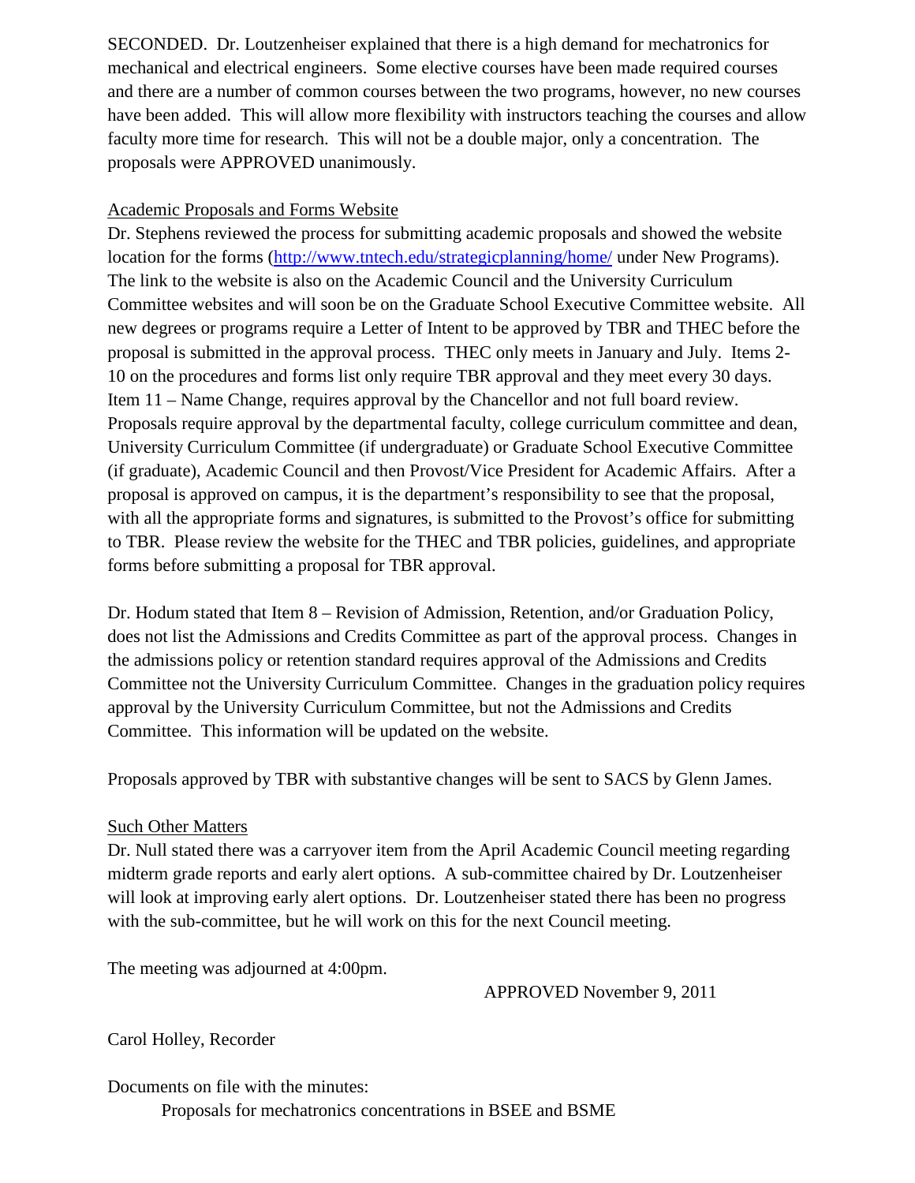SECONDED. Dr. Loutzenheiser explained that there is a high demand for mechatronics for mechanical and electrical engineers. Some elective courses have been made required courses and there are a number of common courses between the two programs, however, no new courses have been added. This will allow more flexibility with instructors teaching the courses and allow faculty more time for research. This will not be a double major, only a concentration. The proposals were APPROVED unanimously.

Academic Proposals and Forms Website

Dr. Stephens reviewed the process for submitting academic proposals and showed the website location for the forms (http://www.tntech.edu/strategicplanning/home/ under New Programs). The link to the website is also on the Academic Council and the University Curriculum Committee websites and will soon be on the Graduate School Executive Committee website. All new degrees or programs require a Letter of Intent to be approved by TBR and THEC before the proposal is submitted in the approval process. THEC only meets in January and July. Items 2-10 on the procedures and forms list only require TBR approval and they meet every 30 days. Item 11 – Name Change, requires approval by the Chancellor and not full board review. Proposals require approval by the departmental faculty, college curriculum committee and dean, University Curriculum Committee (if undergraduate) or Graduate School Executive Committee (if graduate), Academic Council and then Provost/Vice President for Academic Affairs. After a proposal is approved on campus, it is the department's responsibility to see that the proposal, with all the appropriate forms and signatures, is submitted to the Provost's office for submitting to TBR. Please review the website for the THEC and TBR policies, guidelines, and appropriate forms before submitting a proposal for TBR approval.

Dr. Hodum stated that Item 8 – Revision of Admission, Retention, and/or Graduation Policy, does not list the Admissions and Credits Committee as part of the approval process. Changes in the admissions policy or retention standard requires approval of the Admissions and Credits Committee not the University Curriculum Committee. Changes in the graduation policy requires approval by the University Curriculum Committee, but not the Admissions and Credits Committee. This information will be updated on the website.

Proposals approved by TBR with substantive changes will be sent to SACS by Glenn James.

Such Other Matters

Dr. Null stated there was a carryover item from the April Academic Council meeting regarding midterm grade reports and early alert options. A sub-committee chaired by Dr. Loutzenheiser will look at improving early alert options. Dr. Loutzenheiser stated there has been no progress with the sub-committee, but he will work on this for the next Council meeting.

The meeting was adjourned at 4:00pm.

APPROVED November 9, 2011

Carol Holley, Recorder

Documents on file with the minutes:

Proposals for mechatronics concentrations in BSEE and BSME